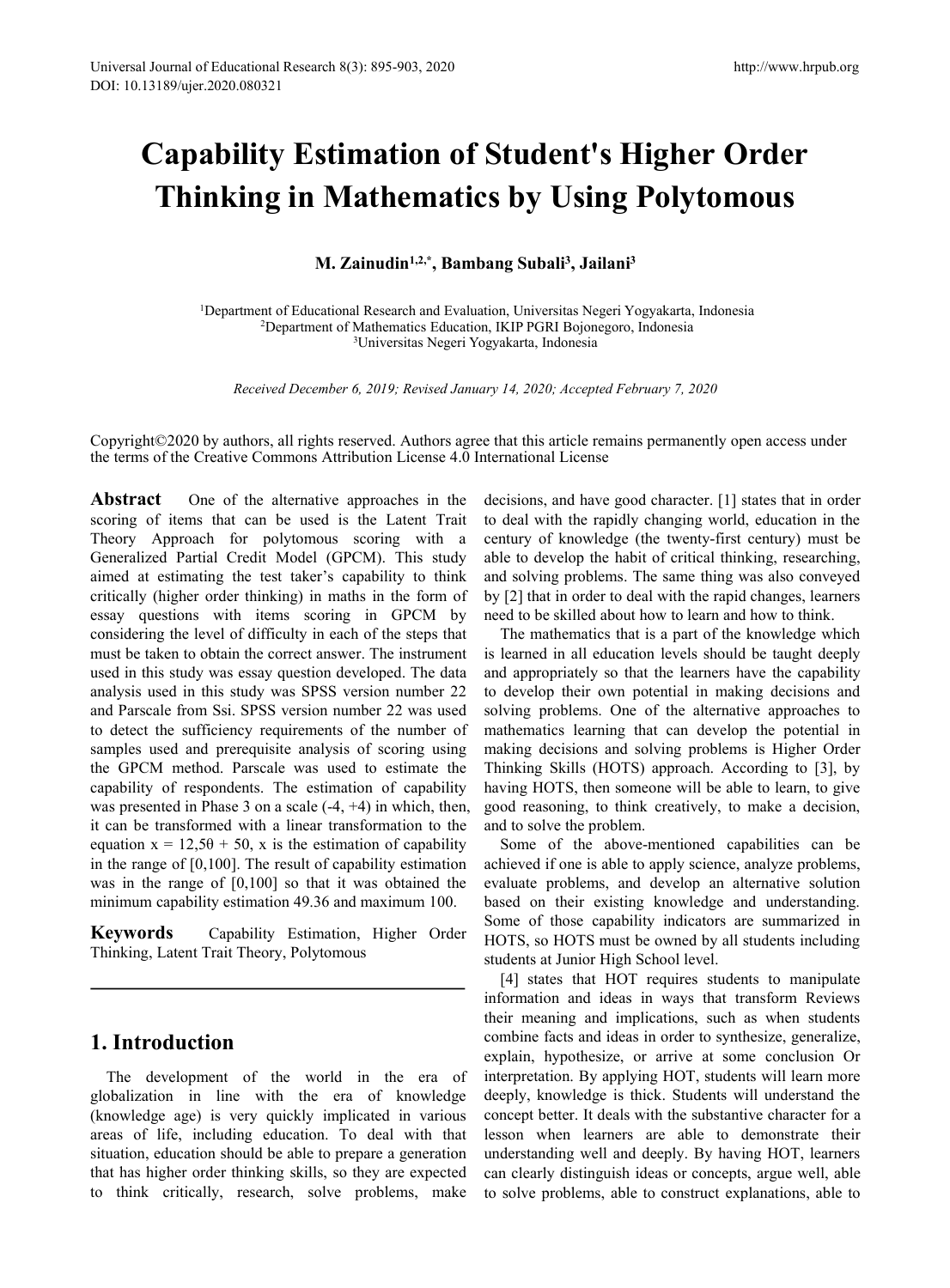# Capability Estimation of Student's Higher Order Thinking in Mathematics by Using Polytomous

**M. Zainudin[1,2,*], Bambang Subali[3], Jailani[3]**

[1]Department of Educational Research and Evaluation, Universitas Negeri Yogyakarta, Indonesia
[2]Department of Mathematics Education, IKIP PGRI Bojonegoro, Indonesia
[3]Universitas Negeri Yogyakarta, Indonesia

*Received December 6, 2019; Revised January 14, 2020; Accepted February 7, 2020*

Copyright©2020 by authors, all rights reserved. Authors agree that this article remains permanently open access under the terms of the Creative Commons Attribution License 4.0 International License

**Abstract** One of the alternative approaches in the scoring of items that can be used is the Latent Trait Theory Approach for polytomous scoring with a Generalized Partial Credit Model (GPCM). This study aimed at estimating the test taker's capability to think critically (higher order thinking) in maths in the form of essay questions with items scoring in GPCM by considering the level of difficulty in each of the steps that must be taken to obtain the correct answer. The instrument used in this study was essay question developed. The data analysis used in this study was SPSS version number 22 and Parscale from Ssi. SPSS version number 22 was used to detect the sufficiency requirements of the number of samples used and prerequisite analysis of scoring using the GPCM method. Parscale was used to estimate the capability of respondents. The estimation of capability was presented in Phase 3 on a scale (-4, +4) in which, then, it can be transformed with a linear transformation to the equation $x = 12{,}5\theta + 50$, x is the estimation of capability in the range of [0,100]. The result of capability estimation was in the range of [0,100] so that it was obtained the minimum capability estimation 49.36 and maximum 100.

**Keywords** Capability Estimation, Higher Order Thinking, Latent Trait Theory, Polytomous

## 1. Introduction

The development of the world in the era of globalization in line with the era of knowledge (knowledge age) is very quickly implicated in various areas of life, including education. To deal with that situation, education should be able to prepare a generation that has higher order thinking skills, so they are expected to think critically, research, solve problems, make decisions, and have good character. [1] states that in order to deal with the rapidly changing world, education in the century of knowledge (the twenty-first century) must be able to develop the habit of critical thinking, researching, and solving problems. The same thing was also conveyed by [2] that in order to deal with the rapid changes, learners need to be skilled about how to learn and how to think.

The mathematics that is a part of the knowledge which is learned in all education levels should be taught deeply and appropriately so that the learners have the capability to develop their own potential in making decisions and solving problems. One of the alternative approaches to mathematics learning that can develop the potential in making decisions and solving problems is Higher Order Thinking Skills (HOTS) approach. According to [3], by having HOTS, then someone will be able to learn, to give good reasoning, to think creatively, to make a decision, and to solve the problem.

Some of the above-mentioned capabilities can be achieved if one is able to apply science, analyze problems, evaluate problems, and develop an alternative solution based on their existing knowledge and understanding. Some of those capability indicators are summarized in HOTS, so HOTS must be owned by all students including students at Junior High School level.

[4] states that HOT requires students to manipulate information and ideas in ways that transform Reviews their meaning and implications, such as when students combine facts and ideas in order to synthesize, generalize, explain, hypothesize, or arrive at some conclusion Or interpretation. By applying HOT, students will learn more deeply, knowledge is thick. Students will understand the concept better. It deals with the substantive character for a lesson when learners are able to demonstrate their understanding well and deeply. By having HOT, learners can clearly distinguish ideas or concepts, argue well, able to solve problems, able to construct explanations, able to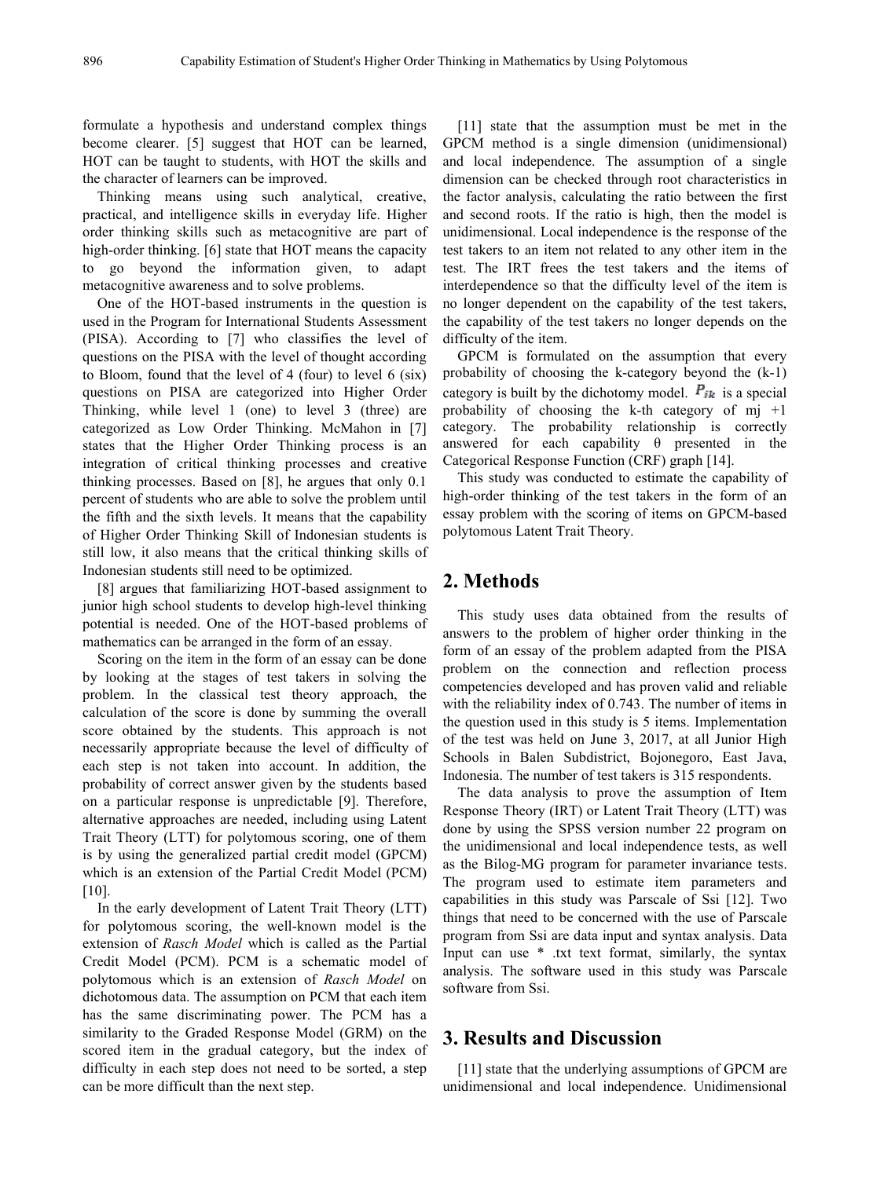formulate a hypothesis and understand complex things become clearer. [5] suggest that HOT can be learned, HOT can be taught to students, with HOT the skills and the character of learners can be improved.

Thinking means using such analytical, creative, practical, and intelligence skills in everyday life. Higher order thinking skills such as metacognitive are part of high-order thinking. [6] state that HOT means the capacity to go beyond the information given, to adapt metacognitive awareness and to solve problems.

One of the HOT-based instruments in the question is used in the Program for International Students Assessment (PISA). According to [7] who classifies the level of questions on the PISA with the level of thought according to Bloom, found that the level of 4 (four) to level 6 (six) questions on PISA are categorized into Higher Order Thinking, while level 1 (one) to level 3 (three) are categorized as Low Order Thinking. McMahon in [7] states that the Higher Order Thinking process is an integration of critical thinking processes and creative thinking processes. Based on [8], he argues that only 0.1 percent of students who are able to solve the problem until the fifth and the sixth levels. It means that the capability of Higher Order Thinking Skill of Indonesian students is still low, it also means that the critical thinking skills of Indonesian students still need to be optimized.

[8] argues that familiarizing HOT-based assignment to junior high school students to develop high-level thinking potential is needed. One of the HOT-based problems of mathematics can be arranged in the form of an essay.

Scoring on the item in the form of an essay can be done by looking at the stages of test takers in solving the problem. In the classical test theory approach, the calculation of the score is done by summing the overall score obtained by the students. This approach is not necessarily appropriate because the level of difficulty of each step is not taken into account. In addition, the probability of correct answer given by the students based on a particular response is unpredictable [9]. Therefore, alternative approaches are needed, including using Latent Trait Theory (LTT) for polytomous scoring, one of them is by using the generalized partial credit model (GPCM) which is an extension of the Partial Credit Model (PCM) [10].

In the early development of Latent Trait Theory (LTT) for polytomous scoring, the well-known model is the extension of *Rasch Model* which is called as the Partial Credit Model (PCM). PCM is a schematic model of polytomous which is an extension of *Rasch Model* on dichotomous data. The assumption on PCM that each item has the same discriminating power. The PCM has a similarity to the Graded Response Model (GRM) on the scored item in the gradual category, but the index of difficulty in each step does not need to be sorted, a step can be more difficult than the next step.

[11] state that the assumption must be met in the GPCM method is a single dimension (unidimensional) and local independence. The assumption of a single dimension can be checked through root characteristics in the factor analysis, calculating the ratio between the first and second roots. If the ratio is high, then the model is unidimensional. Local independence is the response of the test takers to an item not related to any other item in the test. The IRT frees the test takers and the items of interdependence so that the difficulty level of the item is no longer dependent on the capability of the test takers, the capability of the test takers no longer depends on the difficulty of the item.

GPCM is formulated on the assumption that every probability of choosing the k-category beyond the (k-1) category is built by the dichotomy model. $P_{ik}$ is a special probability of choosing the k-th category of mj +1 category. The probability relationship is correctly answered for each capability θ presented in the Categorical Response Function (CRF) graph [14].

This study was conducted to estimate the capability of high-order thinking of the test takers in the form of an essay problem with the scoring of items on GPCM-based polytomous Latent Trait Theory.

## 2. Methods

This study uses data obtained from the results of answers to the problem of higher order thinking in the form of an essay of the problem adapted from the PISA problem on the connection and reflection process competencies developed and has proven valid and reliable with the reliability index of 0.743. The number of items in the question used in this study is 5 items. Implementation of the test was held on June 3, 2017, at all Junior High Schools in Balen Subdistrict, Bojonegoro, East Java, Indonesia. The number of test takers is 315 respondents.

The data analysis to prove the assumption of Item Response Theory (IRT) or Latent Trait Theory (LTT) was done by using the SPSS version number 22 program on the unidimensional and local independence tests, as well as the Bilog-MG program for parameter invariance tests. The program used to estimate item parameters and capabilities in this study was Parscale of Ssi [12]. Two things that need to be concerned with the use of Parscale program from Ssi are data input and syntax analysis. Data Input can use * .txt text format, similarly, the syntax analysis. The software used in this study was Parscale software from Ssi.

## 3. Results and Discussion

[11] state that the underlying assumptions of GPCM are unidimensional and local independence. Unidimensional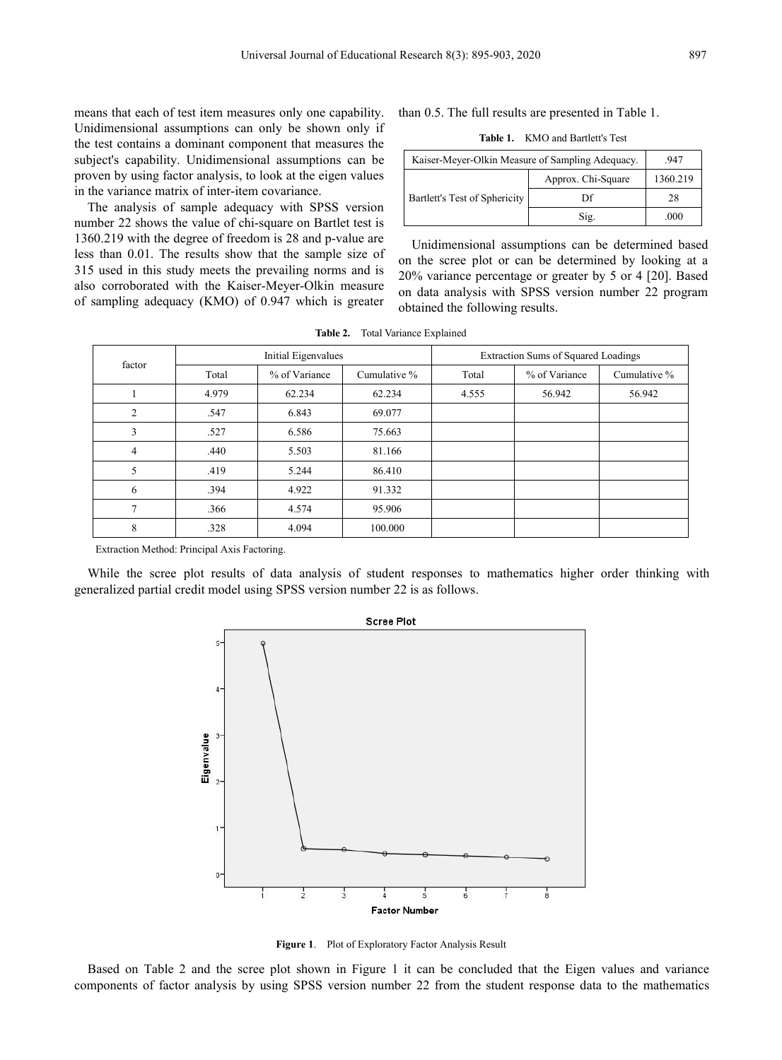means that each of test item measures only one capability. Unidimensional assumptions can only be shown only if the test contains a dominant component that measures the subject's capability. Unidimensional assumptions can be proven by using factor analysis, to look at the eigen values in the variance matrix of inter-item covariance.

The analysis of sample adequacy with SPSS version number 22 shows the value of chi-square on Bartlet test is 1360.219 with the degree of freedom is 28 and p-value are less than 0.01. The results show that the sample size of 315 used in this study meets the prevailing norms and is also corroborated with the Kaiser-Meyer-Olkin measure of sampling adequacy (KMO) of 0.947 which is greater than 0.5. The full results are presented in Table 1.

**Table 1.** KMO and Bartlett's Test

| Kaiser-Meyer-Olkin Measure of Sampling Adequacy. | | .947 |
|---|---|---|
| Bartlett's Test of Sphericity | Approx. Chi-Square | 1360.219 |
| | Df | 28 |
| | Sig. | .000 |

Unidimensional assumptions can be determined based on the scree plot or can be determined by looking at a 20% variance percentage or greater by 5 or 4 [20]. Based on data analysis with SPSS version number 22 program obtained the following results.

**Table 2.** Total Variance Explained

| factor | Initial Eigenvalues | | | Extraction Sums of Squared Loadings | | |
|---|---|---|---|---|---|---|
| | Total | % of Variance | Cumulative % | Total | % of Variance | Cumulative % |
| 1 | 4.979 | 62.234 | 62.234 | 4.555 | 56.942 | 56.942 |
| 2 | .547 | 6.843 | 69.077 | | | |
| 3 | .527 | 6.586 | 75.663 | | | |
| 4 | .440 | 5.503 | 81.166 | | | |
| 5 | .419 | 5.244 | 86.410 | | | |
| 6 | .394 | 4.922 | 91.332 | | | |
| 7 | .366 | 4.574 | 95.906 | | | |
| 8 | .328 | 4.094 | 100.000 | | | |

Extraction Method: Principal Axis Factoring.

While the scree plot results of data analysis of student responses to mathematics higher order thinking with generalized partial credit model using SPSS version number 22 is as follows.

**Figure 1**. Plot of Exploratory Factor Analysis Result

Based on Table 2 and the scree plot shown in Figure 1 it can be concluded that the Eigen values and variance components of factor analysis by using SPSS version number 22 from the student response data to the mathematics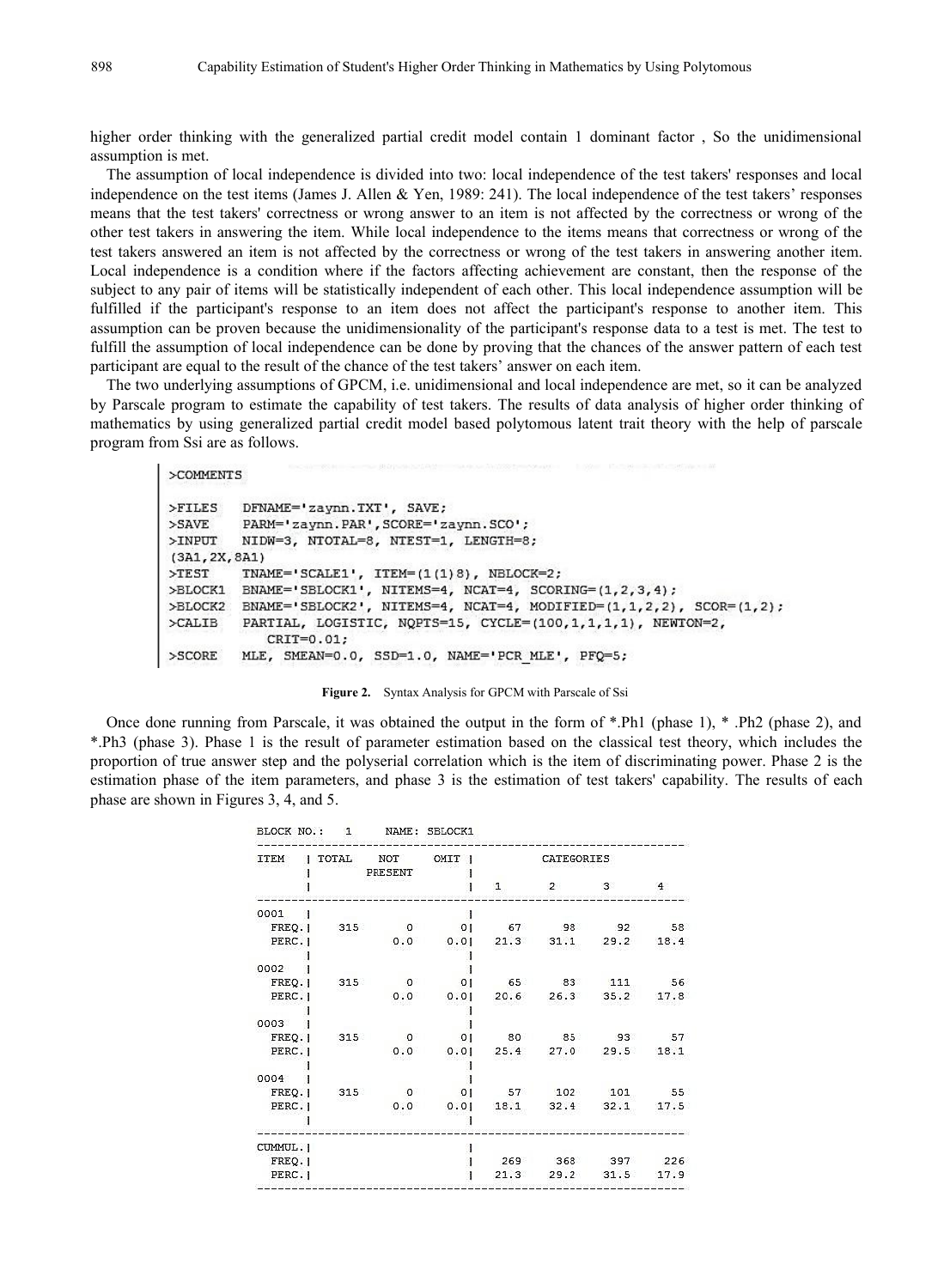higher order thinking with the generalized partial credit model contain 1 dominant factor , So the unidimensional assumption is met.

The assumption of local independence is divided into two: local independence of the test takers' responses and local independence on the test items (James J. Allen & Yen, 1989: 241). The local independence of the test takers' responses means that the test takers' correctness or wrong answer to an item is not affected by the correctness or wrong of the other test takers in answering the item. While local independence to the items means that correctness or wrong of the test takers answered an item is not affected by the correctness or wrong of the test takers in answering another item. Local independence is a condition where if the factors affecting achievement are constant, then the response of the subject to any pair of items will be statistically independent of each other. This local independence assumption will be fulfilled if the participant's response to an item does not affect the participant's response to another item. This assumption can be proven because the unidimensionality of the participant's response data to a test is met. The test to fulfill the assumption of local independence can be done by proving that the chances of the answer pattern of each test participant are equal to the result of the chance of the test takers' answer on each item.

The two underlying assumptions of GPCM, i.e. unidimensional and local independence are met, so it can be analyzed by Parscale program to estimate the capability of test takers. The results of data analysis of higher order thinking of mathematics by using generalized partial credit model based polytomous latent trait theory with the help of parscale program from Ssi are as follows.

```
>COMMENTS

>FILES   DFNAME='zaynn.TXT', SAVE;
>SAVE    PARM='zaynn.PAR',SCORE='zaynn.SCO';
>INPUT   NIDW=3, NTOTAL=8, NTEST=1, LENGTH=8;
(3A1,2X,8A1)
>TEST    TNAME='SCALE1', ITEM=(1(1)8), NBLOCK=2;
>BLOCK1  BNAME='SBLOCK1', NITEMS=4, NCAT=4, SCORING=(1,2,3,4);
>BLOCK2  BNAME='SBLOCK2', NITEMS=4, NCAT=4, MODIFIED=(1,1,2,2), SCOR=(1,2);
>CALIB   PARTIAL, LOGISTIC, NQPTS=15, CYCLE=(100,1,1,1,1), NEWTON=2,
           CRIT=0.01;
>SCORE   MLE, SMEAN=0.0, SSD=1.0, NAME='PCR_MLE', PFQ=5;
```

**Figure 2.** Syntax Analysis for GPCM with Parscale of Ssi

Once done running from Parscale, it was obtained the output in the form of *.Ph1 (phase 1), * .Ph2 (phase 2), and *.Ph3 (phase 3). Phase 1 is the result of parameter estimation based on the classical test theory, which includes the proportion of true answer step and the polyserial correlation which is the item of discriminating power. Phase 2 is the estimation phase of the item parameters, and phase 3 is the estimation of test takers' capability. The results of each phase are shown in Figures 3, 4, and 5.

```
BLOCK NO.:   1     NAME: SBLOCK1
----------------------------------------------------------------
ITEM    | TOTAL    NOT      OMIT |          CATEGORIES
        |        PRESENT         |
        |                        |   1       2       3       4
----------------------------------------------------------------
0001    |                        |
  FREQ.|    315       0        0|    67      98      92      58
  PERC.|            0.0      0.0|  21.3    31.1    29.2    18.4
        |                        |
0002    |                        |
  FREQ.|    315       0        0|    65      83     111      56
  PERC.|            0.0      0.0|  20.6    26.3    35.2    17.8
        |                        |
0003    |                        |
  FREQ.|    315       0        0|    80      85      93      57
  PERC.|            0.0      0.0|  25.4    27.0    29.5    18.1
        |                        |
0004    |                        |
  FREQ.|    315       0        0|    57     102     101      55
  PERC.|            0.0      0.0|  18.1    32.4    32.1    17.5
        |                        |
----------------------------------------------------------------
CUMMUL.|                         |
  FREQ.|                         |   269     368     397     226
  PERC.|                         |  21.3    29.2    31.5    17.9
----------------------------------------------------------------
```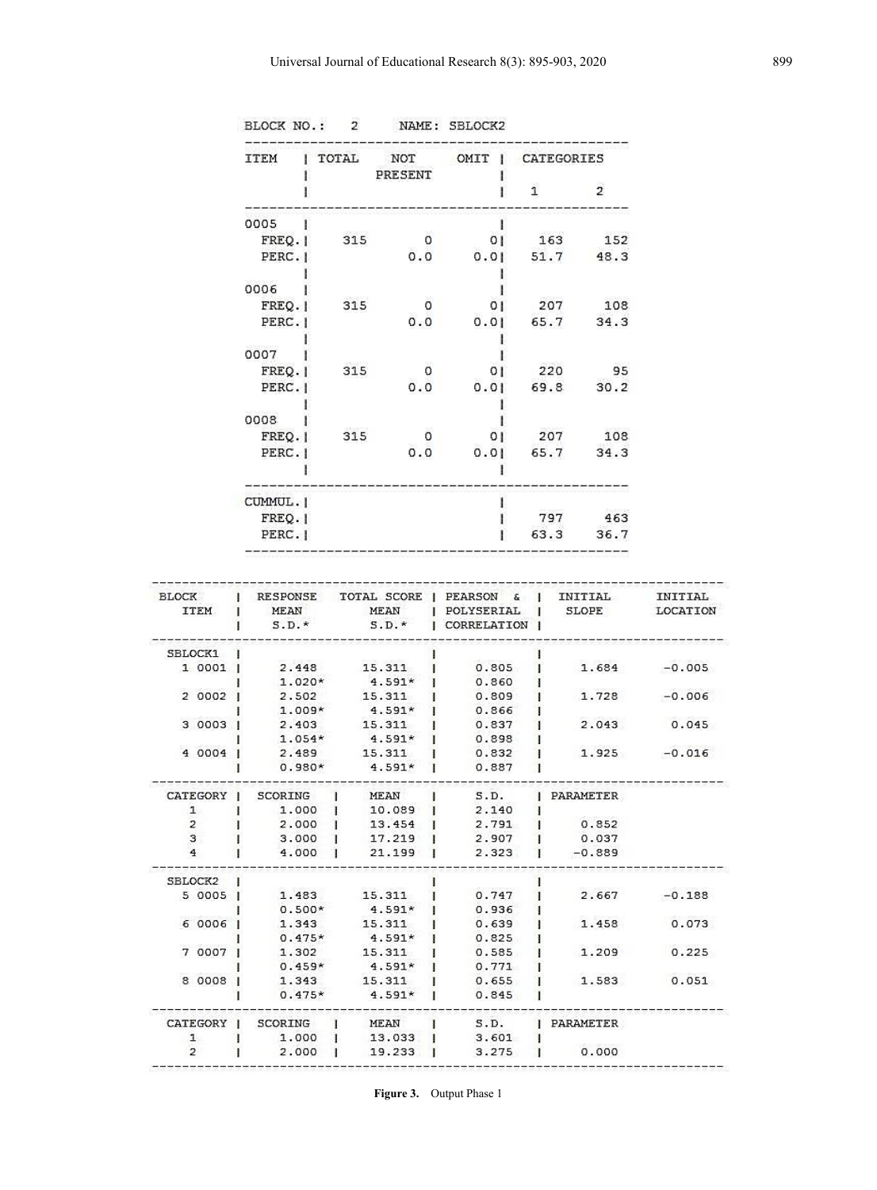BLOCK NO.: 2 NAME: SBLOCK2

| ITEM | TOTAL | NOT PRESENT | OMIT | CATEGORIES 1 | 2 |
|---|---|---|---|---|---|
| 0005 | | | | | |
| FREQ. | 315 | 0 | 0 | 163 | 152 |
| PERC. | | 0.0 | 0.0 | 51.7 | 48.3 |
| 0006 | | | | | |
| FREQ. | 315 | 0 | 0 | 207 | 108 |
| PERC. | | 0.0 | 0.0 | 65.7 | 34.3 |
| 0007 | | | | | |
| FREQ. | 315 | 0 | 0 | 220 | 95 |
| PERC. | | 0.0 | 0.0 | 69.8 | 30.2 |
| 0008 | | | | | |
| FREQ. | 315 | 0 | 0 | 207 | 108 |
| PERC. | | 0.0 | 0.0 | 65.7 | 34.3 |
| CUMMUL. | | | | | |
| FREQ. | | | | 797 | 463 |
| PERC. | | | | 63.3 | 36.7 |

| BLOCK ITEM | RESPONSE MEAN S.D.* | TOTAL SCORE MEAN S.D.* | PEARSON & POLYSERIAL CORRELATION | INITIAL SLOPE | INITIAL LOCATION |
|---|---|---|---|---|---|
| SBLOCK1 | | | | | |
| 1 0001 | 2.448 | 15.311 | 0.805 | 1.684 | -0.005 |
| | 1.020* | 4.591* | 0.860 | | |
| 2 0002 | 2.502 | 15.311 | 0.809 | 1.728 | -0.006 |
| | 1.009* | 4.591* | 0.866 | | |
| 3 0003 | 2.403 | 15.311 | 0.837 | 2.043 | 0.045 |
| | 1.054* | 4.591* | 0.898 | | |
| 4 0004 | 2.489 | 15.311 | 0.832 | 1.925 | -0.016 |
| | 0.980* | 4.591* | 0.887 | | |

| CATEGORY | SCORING | MEAN | S.D. | PARAMETER |
|---|---|---|---|---|
| 1 | 1.000 | 10.089 | 2.140 | |
| 2 | 2.000 | 13.454 | 2.791 | 0.852 |
| 3 | 3.000 | 17.219 | 2.907 | 0.037 |
| 4 | 4.000 | 21.199 | 2.323 | -0.889 |

| BLOCK ITEM | RESPONSE MEAN S.D.* | TOTAL SCORE MEAN S.D.* | PEARSON & POLYSERIAL CORRELATION | INITIAL SLOPE | INITIAL LOCATION |
|---|---|---|---|---|---|
| SBLOCK2 | | | | | |
| 5 0005 | 1.483 | 15.311 | 0.747 | 2.667 | -0.188 |
| | 0.500* | 4.591* | 0.936 | | |
| 6 0006 | 1.343 | 15.311 | 0.639 | 1.458 | 0.073 |
| | 0.475* | 4.591* | 0.825 | | |
| 7 0007 | 1.302 | 15.311 | 0.585 | 1.209 | 0.225 |
| | 0.459* | 4.591* | 0.771 | | |
| 8 0008 | 1.343 | 15.311 | 0.655 | 1.583 | 0.051 |
| | 0.475* | 4.591* | 0.845 | | |

| CATEGORY | SCORING | MEAN | S.D. | PARAMETER |
|---|---|---|---|---|
| 1 | 1.000 | 13.033 | 3.601 | |
| 2 | 2.000 | 19.233 | 3.275 | 0.000 |

**Figure 3.** Output Phase 1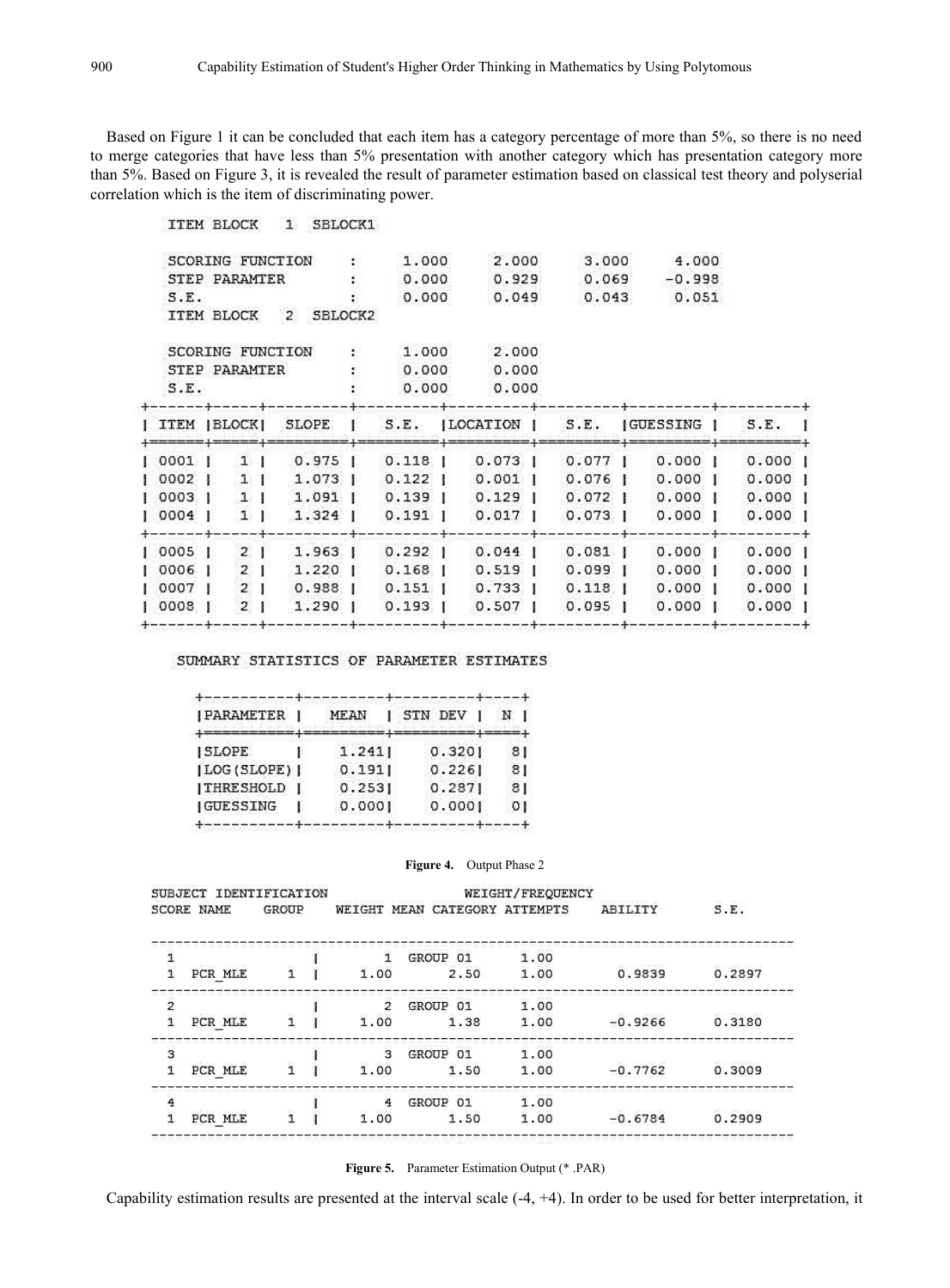Based on Figure 1 it can be concluded that each item has a category percentage of more than 5%, so there is no need to merge categories that have less than 5% presentation with another category which has presentation category more than 5%. Based on Figure 3, it is revealed the result of parameter estimation based on classical test theory and polyserial correlation which is the item of discriminating power.

```
ITEM BLOCK   1  SBLOCK1

SCORING FUNCTION    :     1.000     2.000     3.000     4.000
STEP PARAMTER       :     0.000     0.929     0.069    -0.998
S.E.                :     0.000     0.049     0.043     0.051
ITEM BLOCK   2  SBLOCK2

SCORING FUNCTION    :     1.000     2.000
STEP PARAMTER       :     0.000     0.000
S.E.                :     0.000     0.000
+------+-----+---------+---------+---------+---------+---------+---------+
| ITEM |BLOCK|  SLOPE  |   S.E.  |LOCATION |   S.E.  |GUESSING |   S.E.  |
+======+=====+=========+=========+=========+=========+=========+=========+
| 0001 |   1 |   0.975 |   0.118 |   0.073 |   0.077 |   0.000 |   0.000 |
| 0002 |   1 |   1.073 |   0.122 |   0.001 |   0.076 |   0.000 |   0.000 |
| 0003 |   1 |   1.091 |   0.139 |   0.129 |   0.072 |   0.000 |   0.000 |
| 0004 |   1 |   1.324 |   0.191 |   0.017 |   0.073 |   0.000 |   0.000 |
+------+-----+---------+---------+---------+---------+---------+---------+
| 0005 |   2 |   1.963 |   0.292 |   0.044 |   0.081 |   0.000 |   0.000 |
| 0006 |   2 |   1.220 |   0.168 |   0.519 |   0.099 |   0.000 |   0.000 |
| 0007 |   2 |   0.988 |   0.151 |   0.733 |   0.118 |   0.000 |   0.000 |
| 0008 |   2 |   1.290 |   0.193 |   0.507 |   0.095 |   0.000 |   0.000 |
+------+-----+---------+---------+---------+---------+---------+---------+

SUMMARY STATISTICS OF PARAMETER ESTIMATES

+----------+---------+---------+----+
|PARAMETER |   MEAN  | STN DEV | N  |
+==========+=========+=========+====+
|SLOPE     |    1.241|    0.320|   8|
|LOG(SLOPE)|    0.191|    0.226|   8|
|THRESHOLD |    0.253|    0.287|   8|
|GUESSING  |    0.000|    0.000|   0|
+----------+---------+---------+----+
```

**Figure 4.** Output Phase 2

```
SUBJECT IDENTIFICATION                WEIGHT/FREQUENCY
SCORE NAME     GROUP    WEIGHT MEAN CATEGORY ATTEMPTS    ABILITY       S.E.

--------------------------------------------------------------------------------
 1                  |        1  GROUP 01       1.00
 1  PCR_MLE     1  |     1.00        2.50      1.00        0.9839      0.2897
--------------------------------------------------------------------------------
 2                  |        2  GROUP 01       1.00
 1  PCR_MLE     1  |     1.00        1.38      1.00       -0.9266      0.3180
--------------------------------------------------------------------------------
 3                  |        3  GROUP 01       1.00
 1  PCR_MLE     1  |     1.00        1.50      1.00       -0.7762      0.3009
--------------------------------------------------------------------------------
 4                  |        4  GROUP 01       1.00
 1  PCR_MLE     1  |     1.00        1.50      1.00       -0.6784      0.2909
--------------------------------------------------------------------------------
```

**Figure 5.** Parameter Estimation Output (*.PAR)

Capability estimation results are presented at the interval scale (-4, +4). In order to be used for better interpretation, it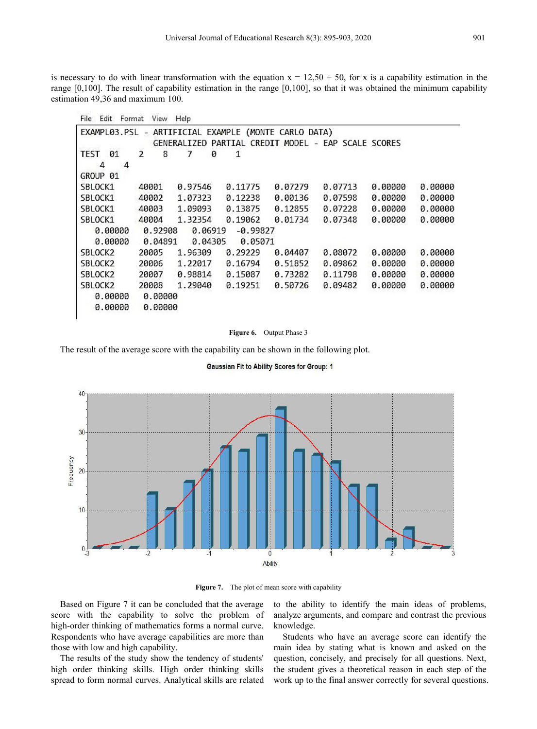is necessary to do with linear transformation with the equation x = 12,5θ + 50, for x is a capability estimation in the range [0,100]. The result of capability estimation in the range [0,100], so that it was obtained the minimum capability estimation 49,36 and maximum 100.

```
File  Edit  Format  View  Help
EXAMPL03.PSL - ARTIFICIAL EXAMPLE (MONTE CARLO DATA)
               GENERALIZED PARTIAL CREDIT MODEL - EAP SCALE SCORES
TEST  01    2    8    7    0    1
   4    4
GROUP 01
SBLOCK1     40001   0.97546   0.11775   0.07279   0.07713   0.00000   0.00000
SBLOCK1     40002   1.07323   0.12238   0.00136   0.07598   0.00000   0.00000
SBLOCK1     40003   1.09093   0.13875   0.12855   0.07228   0.00000   0.00000
SBLOCK1     40004   1.32354   0.19062   0.01734   0.07348   0.00000   0.00000
   0.00000   0.92908   0.06919  -0.99827
   0.00000   0.04891   0.04305   0.05071
SBLOCK2     20005   1.96309   0.29229   0.04407   0.08072   0.00000   0.00000
SBLOCK2     20006   1.22017   0.16794   0.51852   0.09862   0.00000   0.00000
SBLOCK2     20007   0.98814   0.15087   0.73282   0.11798   0.00000   0.00000
SBLOCK2     20008   1.29040   0.19251   0.50726   0.09482   0.00000   0.00000
   0.00000   0.00000
   0.00000   0.00000
```

**Figure 6.** Output Phase 3

The result of the average score with the capability can be shown in the following plot.

**Figure 7.** The plot of mean score with capability

Based on Figure 7 it can be concluded that the average score with the capability to solve the problem of high-order thinking of mathematics forms a normal curve. Respondents who have average capabilities are more than those with low and high capability.

The results of the study show the tendency of students' high order thinking skills. High order thinking skills spread to form normal curves. Analytical skills are related to the ability to identify the main ideas of problems, analyze arguments, and compare and contrast the previous knowledge.

Students who have an average score can identify the main idea by stating what is known and asked on the question, concisely, and precisely for all questions. Next, the student gives a theoretical reason in each step of the work up to the final answer correctly for several questions.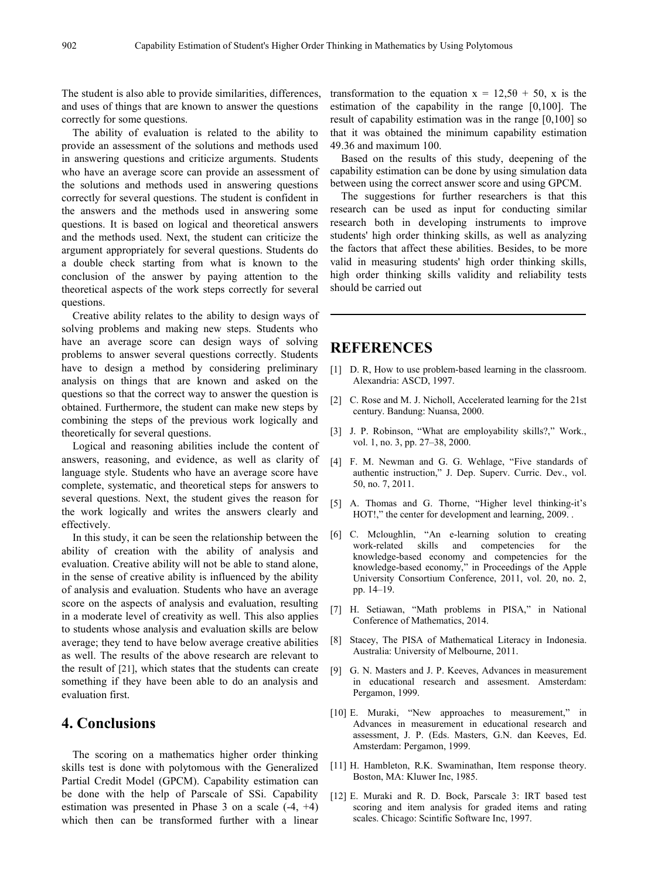The student is also able to provide similarities, differences, and uses of things that are known to answer the questions correctly for some questions.

The ability of evaluation is related to the ability to provide an assessment of the solutions and methods used in answering questions and criticize arguments. Students who have an average score can provide an assessment of the solutions and methods used in answering questions correctly for several questions. The student is confident in the answers and the methods used in answering some questions. It is based on logical and theoretical answers and the methods used. Next, the student can criticize the argument appropriately for several questions. Students do a double check starting from what is known to the conclusion of the answer by paying attention to the theoretical aspects of the work steps correctly for several questions.

Creative ability relates to the ability to design ways of solving problems and making new steps. Students who have an average score can design ways of solving problems to answer several questions correctly. Students have to design a method by considering preliminary analysis on things that are known and asked on the questions so that the correct way to answer the question is obtained. Furthermore, the student can make new steps by combining the steps of the previous work logically and theoretically for several questions.

Logical and reasoning abilities include the content of answers, reasoning, and evidence, as well as clarity of language style. Students who have an average score have complete, systematic, and theoretical steps for answers to several questions. Next, the student gives the reason for the work logically and writes the answers clearly and effectively.

In this study, it can be seen the relationship between the ability of creation with the ability of analysis and evaluation. Creative ability will not be able to stand alone, in the sense of creative ability is influenced by the ability of analysis and evaluation. Students who have an average score on the aspects of analysis and evaluation, resulting in a moderate level of creativity as well. This also applies to students whose analysis and evaluation skills are below average; they tend to have below average creative abilities as well. The results of the above research are relevant to the result of [21], which states that the students can create something if they have been able to do an analysis and evaluation first.

## 4. Conclusions

The scoring on a mathematics higher order thinking skills test is done with polytomous with the Generalized Partial Credit Model (GPCM). Capability estimation can be done with the help of Parscale of SSi. Capability estimation was presented in Phase 3 on a scale (-4, +4) which then can be transformed further with a linear transformation to the equation $x = 12{,}5\theta + 50$, x is the estimation of the capability in the range [0,100]. The result of capability estimation was in the range [0,100] so that it was obtained the minimum capability estimation 49.36 and maximum 100.

Based on the results of this study, deepening of the capability estimation can be done by using simulation data between using the correct answer score and using GPCM.

The suggestions for further researchers is that this research can be used as input for conducting similar research both in developing instruments to improve students' high order thinking skills, as well as analyzing the factors that affect these abilities. Besides, to be more valid in measuring students' high order thinking skills, high order thinking skills validity and reliability tests should be carried out

## REFERENCES

[1] D. R, How to use problem-based learning in the classroom. Alexandria: ASCD, 1997.

[2] C. Rose and M. J. Nicholl, Accelerated learning for the 21st century. Bandung: Nuansa, 2000.

[3] J. P. Robinson, "What are employability skills?," Work., vol. 1, no. 3, pp. 27–38, 2000.

[4] F. M. Newman and G. G. Wehlage, "Five standards of authentic instruction," J. Dep. Superv. Curric. Dev., vol. 50, no. 7, 2011.

[5] A. Thomas and G. Thorne, "Higher level thinking-it's HOT!," the center for development and learning, 2009. .

[6] C. Mcloughlin, "An e-learning solution to creating work-related skills and competencies for the knowledge-based economy and competencies for the knowledge-based economy," in Proceedings of the Apple University Consortium Conference, 2011, vol. 20, no. 2, pp. 14–19.

[7] H. Setiawan, "Math problems in PISA," in National Conference of Mathematics, 2014.

[8] Stacey, The PISA of Mathematical Literacy in Indonesia. Australia: University of Melbourne, 2011.

[9] G. N. Masters and J. P. Keeves, Advances in measurement in educational research and assesment. Amsterdam: Pergamon, 1999.

[10] E. Muraki, "New approaches to measurement," in Advances in measurement in educational research and assessment, J. P. (Eds. Masters, G.N. dan Keeves, Ed. Amsterdam: Pergamon, 1999.

[11] H. Hambleton, R.K. Swaminathan, Item response theory. Boston, MA: Kluwer Inc, 1985.

[12] E. Muraki and R. D. Bock, Parscale 3: IRT based test scoring and item analysis for graded items and rating scales. Chicago: Scintific Software Inc, 1997.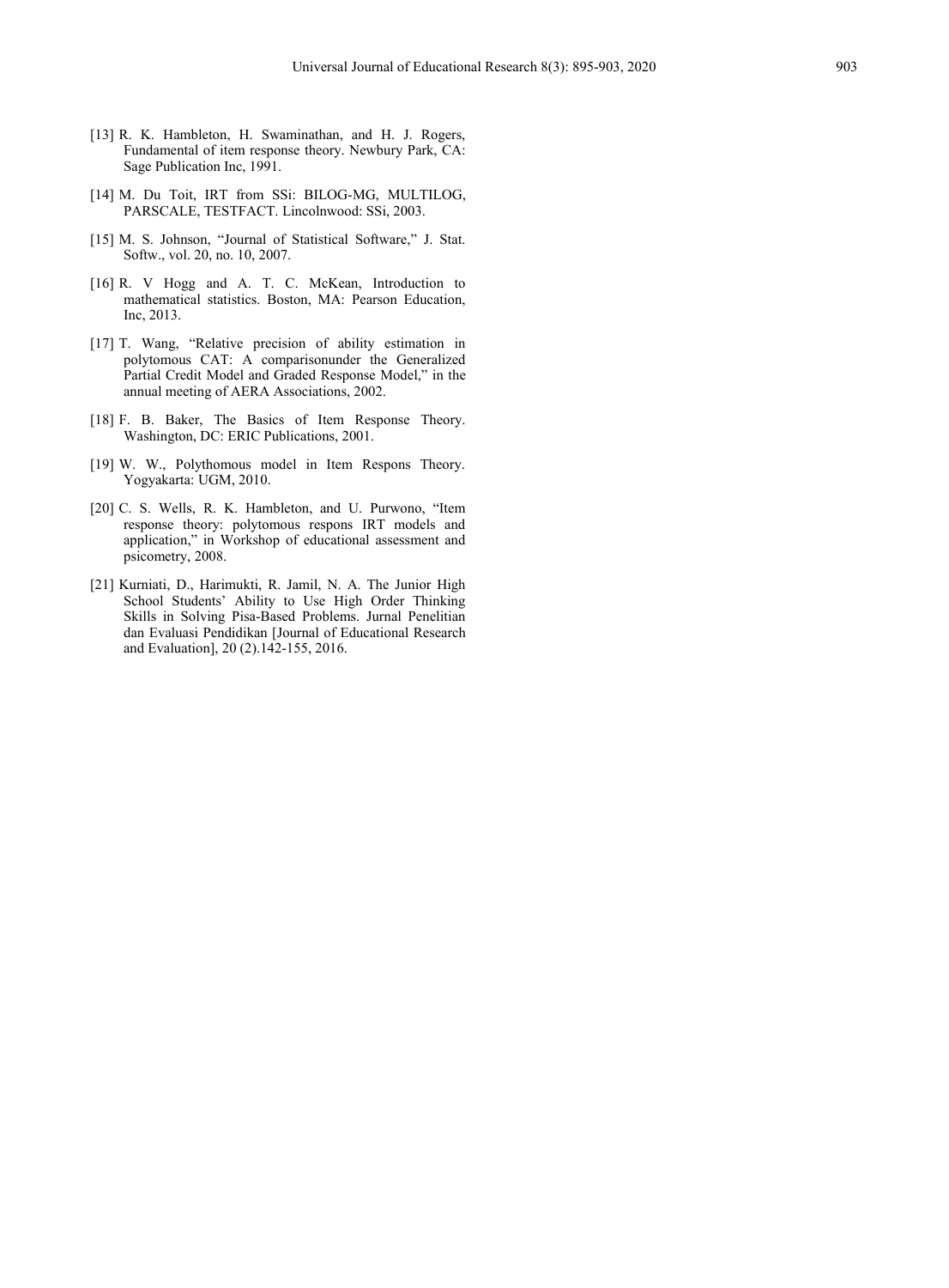[13] R. K. Hambleton, H. Swaminathan, and H. J. Rogers, Fundamental of item response theory. Newbury Park, CA: Sage Publication Inc, 1991.

[14] M. Du Toit, IRT from SSi: BILOG-MG, MULTILOG, PARSCALE, TESTFACT. Lincolnwood: SSi, 2003.

[15] M. S. Johnson, "Journal of Statistical Software," J. Stat. Softw., vol. 20, no. 10, 2007.

[16] R. V Hogg and A. T. C. McKean, Introduction to mathematical statistics. Boston, MA: Pearson Education, Inc, 2013.

[17] T. Wang, "Relative precision of ability estimation in polytomous CAT: A comparisonunder the Generalized Partial Credit Model and Graded Response Model," in the annual meeting of AERA Associations, 2002.

[18] F. B. Baker, The Basics of Item Response Theory. Washington, DC: ERIC Publications, 2001.

[19] W. W., Polythomous model in Item Respons Theory. Yogyakarta: UGM, 2010.

[20] C. S. Wells, R. K. Hambleton, and U. Purwono, "Item response theory: polytomous respons IRT models and application," in Workshop of educational assessment and psicometry, 2008.

[21] Kurniati, D., Harimukti, R. Jamil, N. A. The Junior High School Students' Ability to Use High Order Thinking Skills in Solving Pisa-Based Problems. Jurnal Penelitian dan Evaluasi Pendidikan [Journal of Educational Research and Evaluation], 20 (2).142-155, 2016.